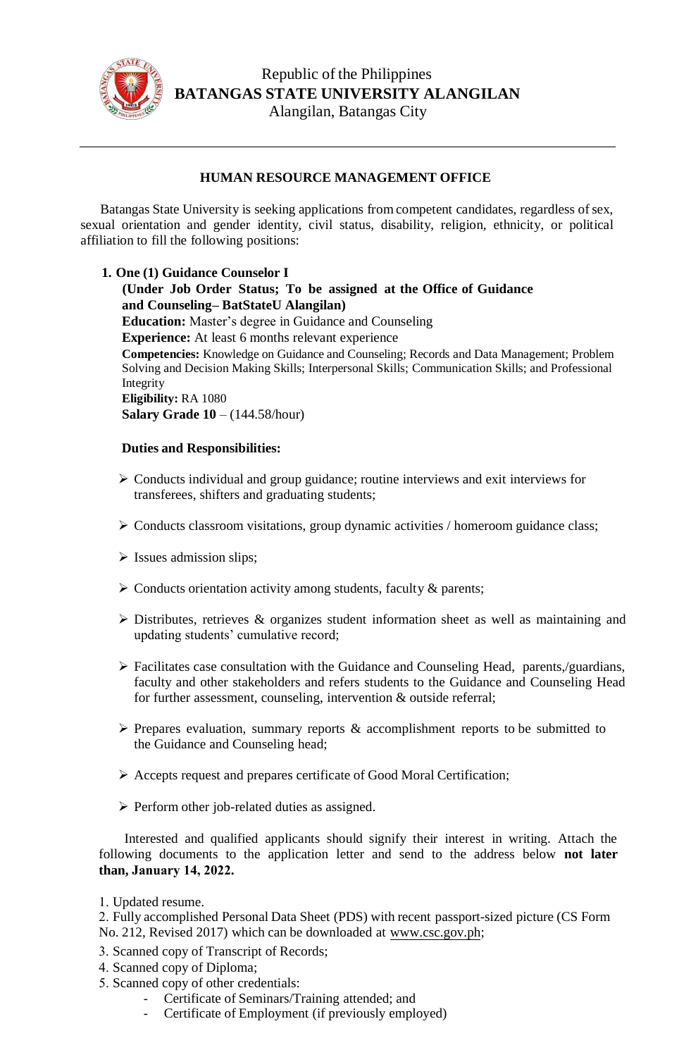Republic of the Philippines
**BATANGAS STATE UNIVERSITY ALANGILAN**
Alangilan, Batangas City

---

## HUMAN RESOURCE MANAGEMENT OFFICE

Batangas State University is seeking applications from competent candidates, regardless of sex, sexual orientation and gender identity, civil status, disability, religion, ethnicity, or political affiliation to fill the following positions:

1. **One (1) Guidance Counselor I**
   **(Under Job Order Status; To be assigned at the Office of Guidance and Counseling– BatStateU Alangilan)**
   **Education:** Master's degree in Guidance and Counseling
   **Experience:** At least 6 months relevant experience
   **Competencies:** Knowledge on Guidance and Counseling; Records and Data Management; Problem Solving and Decision Making Skills; Interpersonal Skills; Communication Skills; and Professional Integrity
   **Eligibility:** RA 1080
   **Salary Grade 10** – (144.58/hour)

   **Duties and Responsibilities:**

   - Conducts individual and group guidance; routine interviews and exit interviews for transferees, shifters and graduating students;
   - Conducts classroom visitations, group dynamic activities / homeroom guidance class;
   - Issues admission slips;
   - Conducts orientation activity among students, faculty & parents;
   - Distributes, retrieves & organizes student information sheet as well as maintaining and updating students' cumulative record;
   - Facilitates case consultation with the Guidance and Counseling Head, parents,/guardians, faculty and other stakeholders and refers students to the Guidance and Counseling Head for further assessment, counseling, intervention & outside referral;
   - Prepares evaluation, summary reports & accomplishment reports to be submitted to the Guidance and Counseling head;
   - Accepts request and prepares certificate of Good Moral Certification;
   - Perform other job-related duties as assigned.

Interested and qualified applicants should signify their interest in writing. Attach the following documents to the application letter and send to the address below **not later than, January 14, 2022.**

1. Updated resume.
2. Fully accomplished Personal Data Sheet (PDS) with recent passport-sized picture (CS Form No. 212, Revised 2017) which can be downloaded at www.csc.gov.ph;
3. Scanned copy of Transcript of Records;
4. Scanned copy of Diploma;
5. Scanned copy of other credentials:
   - Certificate of Seminars/Training attended; and
   - Certificate of Employment (if previously employed)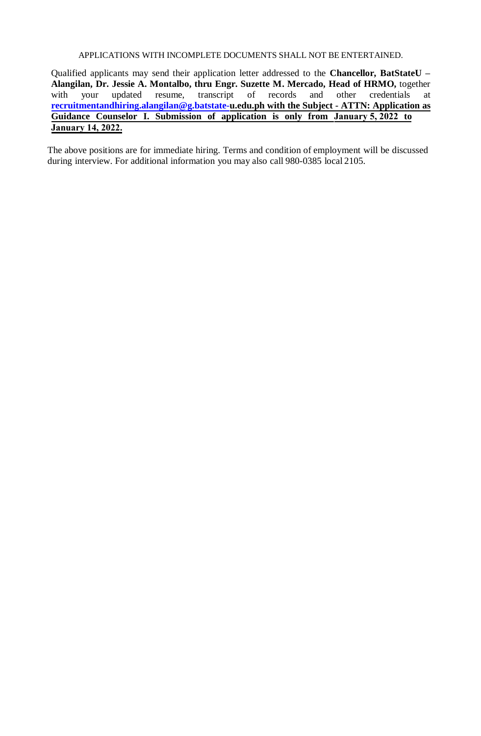APPLICATIONS WITH INCOMPLETE DOCUMENTS SHALL NOT BE ENTERTAINED.

Qualified applicants may send their application letter addressed to the **Chancellor, BatStateU – Alangilan, Dr. Jessie A. Montalbo, thru Engr. Suzette M. Mercado, Head of HRMO,** together with your updated resume, transcript of records and other credentials at **recruitmentandhiring.alangilan@g.batstate-u.edu.ph with the Subject - ATTN: Application as Guidance Counselor I. Submission of application is only from January 5, 2022 to January 14, 2022.**

The above positions are for immediate hiring. Terms and condition of employment will be discussed during interview. For additional information you may also call 980-0385 local 2105.